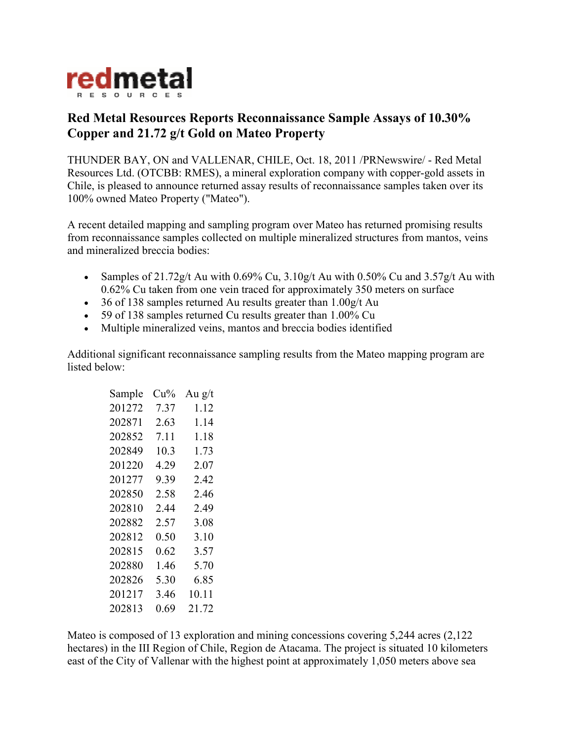**redmetal**
RESOURCES

# Red Metal Resources Reports Reconnaissance Sample Assays of 10.30% Copper and 21.72 g/t Gold on Mateo Property

THUNDER BAY, ON and VALLENAR, CHILE, Oct. 18, 2011 /PRNewswire/ - Red Metal Resources Ltd. (OTCBB: RMES), a mineral exploration company with copper-gold assets in Chile, is pleased to announce returned assay results of reconnaissance samples taken over its 100% owned Mateo Property ("Mateo").

A recent detailed mapping and sampling program over Mateo has returned promising results from reconnaissance samples collected on multiple mineralized structures from mantos, veins and mineralized breccia bodies:

- Samples of 21.72g/t Au with 0.69% Cu, 3.10g/t Au with 0.50% Cu and 3.57g/t Au with 0.62% Cu taken from one vein traced for approximately 350 meters on surface
- 36 of 138 samples returned Au results greater than 1.00g/t Au
- 59 of 138 samples returned Cu results greater than 1.00% Cu
- Multiple mineralized veins, mantos and breccia bodies identified

Additional significant reconnaissance sampling results from the Mateo mapping program are listed below:

| Sample | Cu% | Au g/t |
|---|---|---|
| 201272 | 7.37 | 1.12 |
| 202871 | 2.63 | 1.14 |
| 202852 | 7.11 | 1.18 |
| 202849 | 10.3 | 1.73 |
| 201220 | 4.29 | 2.07 |
| 201277 | 9.39 | 2.42 |
| 202850 | 2.58 | 2.46 |
| 202810 | 2.44 | 2.49 |
| 202882 | 2.57 | 3.08 |
| 202812 | 0.50 | 3.10 |
| 202815 | 0.62 | 3.57 |
| 202880 | 1.46 | 5.70 |
| 202826 | 5.30 | 6.85 |
| 201217 | 3.46 | 10.11 |
| 202813 | 0.69 | 21.72 |

Mateo is composed of 13 exploration and mining concessions covering 5,244 acres (2,122 hectares) in the III Region of Chile, Region de Atacama. The project is situated 10 kilometers east of the City of Vallenar with the highest point at approximately 1,050 meters above sea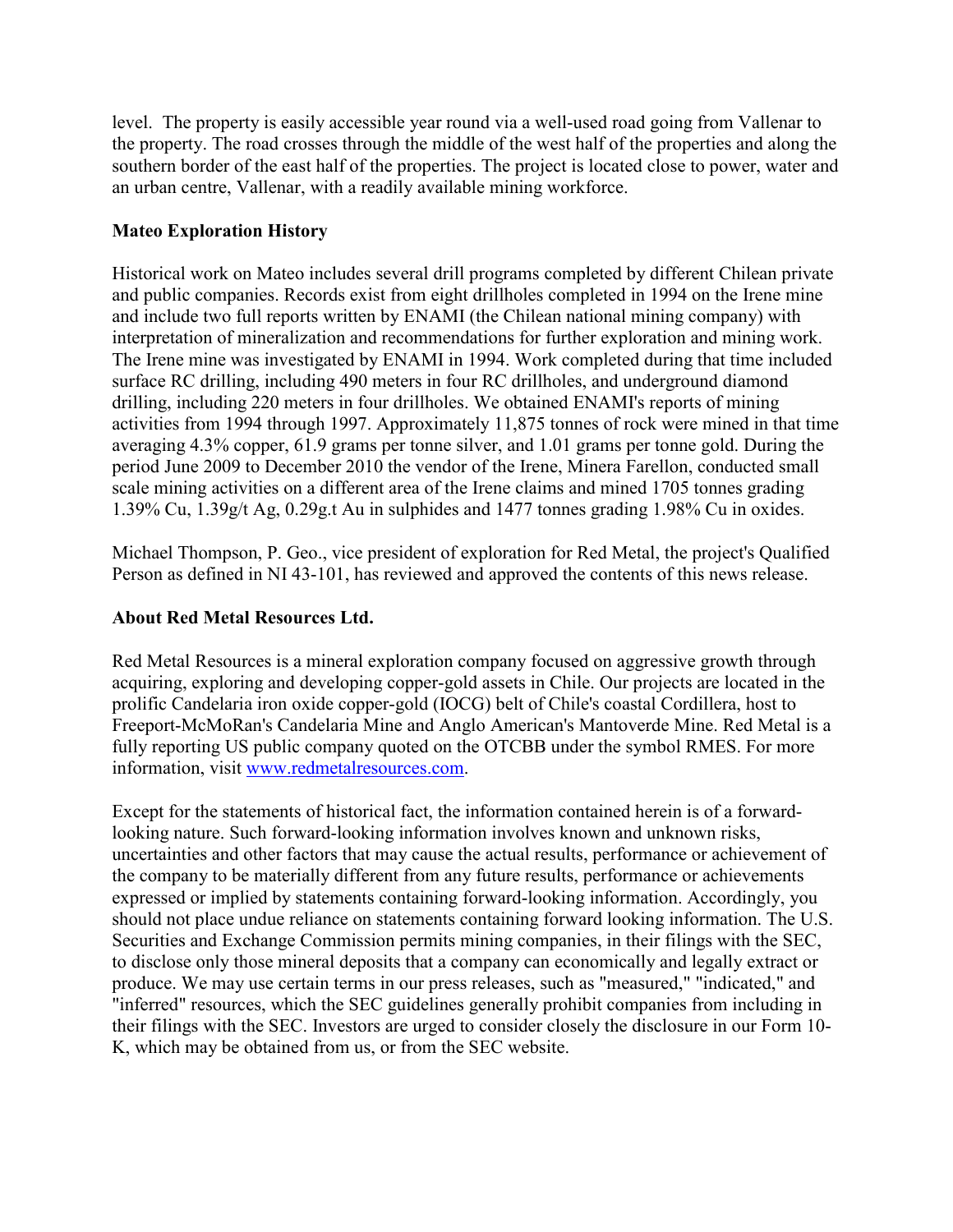level. The property is easily accessible year round via a well-used road going from Vallenar to the property. The road crosses through the middle of the west half of the properties and along the southern border of the east half of the properties. The project is located close to power, water and an urban centre, Vallenar, with a readily available mining workforce.

**Mateo Exploration History**

Historical work on Mateo includes several drill programs completed by different Chilean private and public companies. Records exist from eight drillholes completed in 1994 on the Irene mine and include two full reports written by ENAMI (the Chilean national mining company) with interpretation of mineralization and recommendations for further exploration and mining work. The Irene mine was investigated by ENAMI in 1994. Work completed during that time included surface RC drilling, including 490 meters in four RC drillholes, and underground diamond drilling, including 220 meters in four drillholes. We obtained ENAMI's reports of mining activities from 1994 through 1997. Approximately 11,875 tonnes of rock were mined in that time averaging 4.3% copper, 61.9 grams per tonne silver, and 1.01 grams per tonne gold. During the period June 2009 to December 2010 the vendor of the Irene, Minera Farellon, conducted small scale mining activities on a different area of the Irene claims and mined 1705 tonnes grading 1.39% Cu, 1.39g/t Ag, 0.29g.t Au in sulphides and 1477 tonnes grading 1.98% Cu in oxides.

Michael Thompson, P. Geo., vice president of exploration for Red Metal, the project's Qualified Person as defined in NI 43-101, has reviewed and approved the contents of this news release.

**About Red Metal Resources Ltd.**

Red Metal Resources is a mineral exploration company focused on aggressive growth through acquiring, exploring and developing copper-gold assets in Chile. Our projects are located in the prolific Candelaria iron oxide copper-gold (IOCG) belt of Chile's coastal Cordillera, host to Freeport-McMoRan's Candelaria Mine and Anglo American's Mantoverde Mine. Red Metal is a fully reporting US public company quoted on the OTCBB under the symbol RMES. For more information, visit www.redmetalresources.com.

Except for the statements of historical fact, the information contained herein is of a forward-looking nature. Such forward-looking information involves known and unknown risks, uncertainties and other factors that may cause the actual results, performance or achievement of the company to be materially different from any future results, performance or achievements expressed or implied by statements containing forward-looking information. Accordingly, you should not place undue reliance on statements containing forward looking information. The U.S. Securities and Exchange Commission permits mining companies, in their filings with the SEC, to disclose only those mineral deposits that a company can economically and legally extract or produce. We may use certain terms in our press releases, such as "measured," "indicated," and "inferred" resources, which the SEC guidelines generally prohibit companies from including in their filings with the SEC. Investors are urged to consider closely the disclosure in our Form 10-K, which may be obtained from us, or from the SEC website.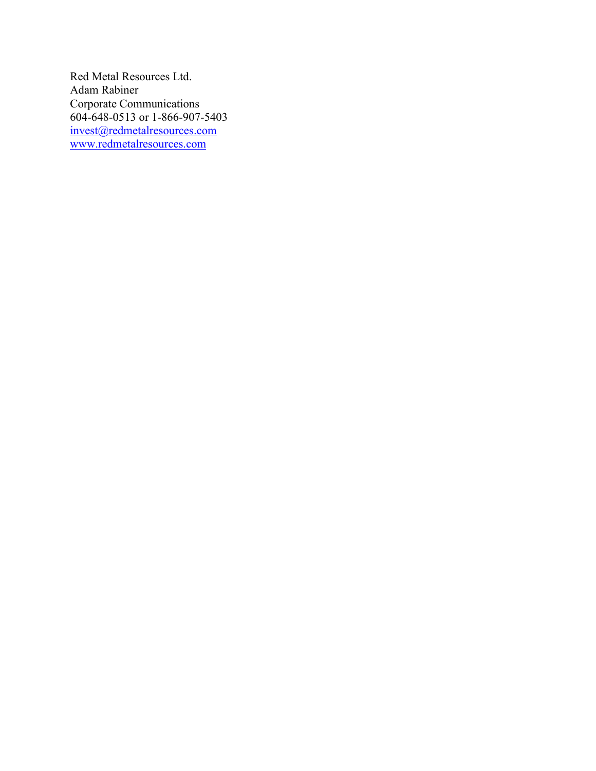Red Metal Resources Ltd.
Adam Rabiner
Corporate Communications
604-648-0513 or 1-866-907-5403
invest@redmetalresources.com
www.redmetalresources.com